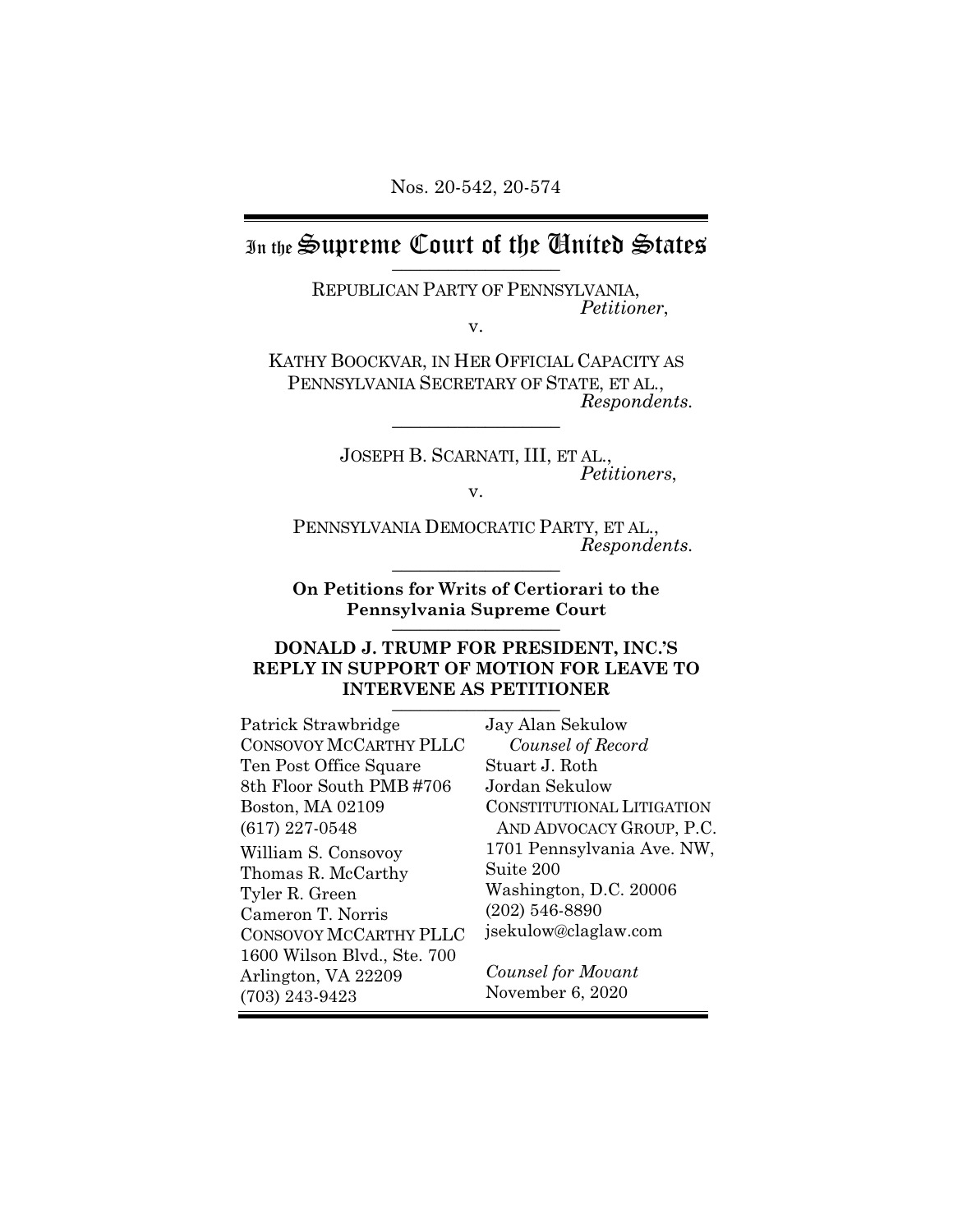Nos. 20-542, 20-574

# In the Supreme Court of the United States

REPUBLICAN PARTY OF PENNSYLVANIA,
*Petitioner*,

v.

KATHY BOOCKVAR, IN HER OFFICIAL CAPACITY AS PENNSYLVANIA SECRETARY OF STATE, ET AL.,
*Respondents*.

---

JOSEPH B. SCARNATI, III, ET AL.,
*Petitioners*,

v.

PENNSYLVANIA DEMOCRATIC PARTY, ET AL.,
*Respondents*.

---

**On Petitions for Writs of Certiorari to the Pennsylvania Supreme Court**

---

**DONALD J. TRUMP FOR PRESIDENT, INC.'S REPLY IN SUPPORT OF MOTION FOR LEAVE TO INTERVENE AS PETITIONER**

---

Patrick Strawbridge
CONSOVOY MCCARTHY PLLC
Ten Post Office Square
8th Floor South PMB #706
Boston, MA 02109
(617) 227-0548

William S. Consovoy
Thomas R. McCarthy
Tyler R. Green
Cameron T. Norris
CONSOVOY MCCARTHY PLLC
1600 Wilson Blvd., Ste. 700
Arlington, VA 22209
(703) 243-9423

Jay Alan Sekulow
*Counsel of Record*
Stuart J. Roth
Jordan Sekulow
CONSTITUTIONAL LITIGATION AND ADVOCACY GROUP, P.C.
1701 Pennsylvania Ave. NW, Suite 200
Washington, D.C. 20006
(202) 546-8890
jsekulow@claglaw.com

*Counsel for Movant*
November 6, 2020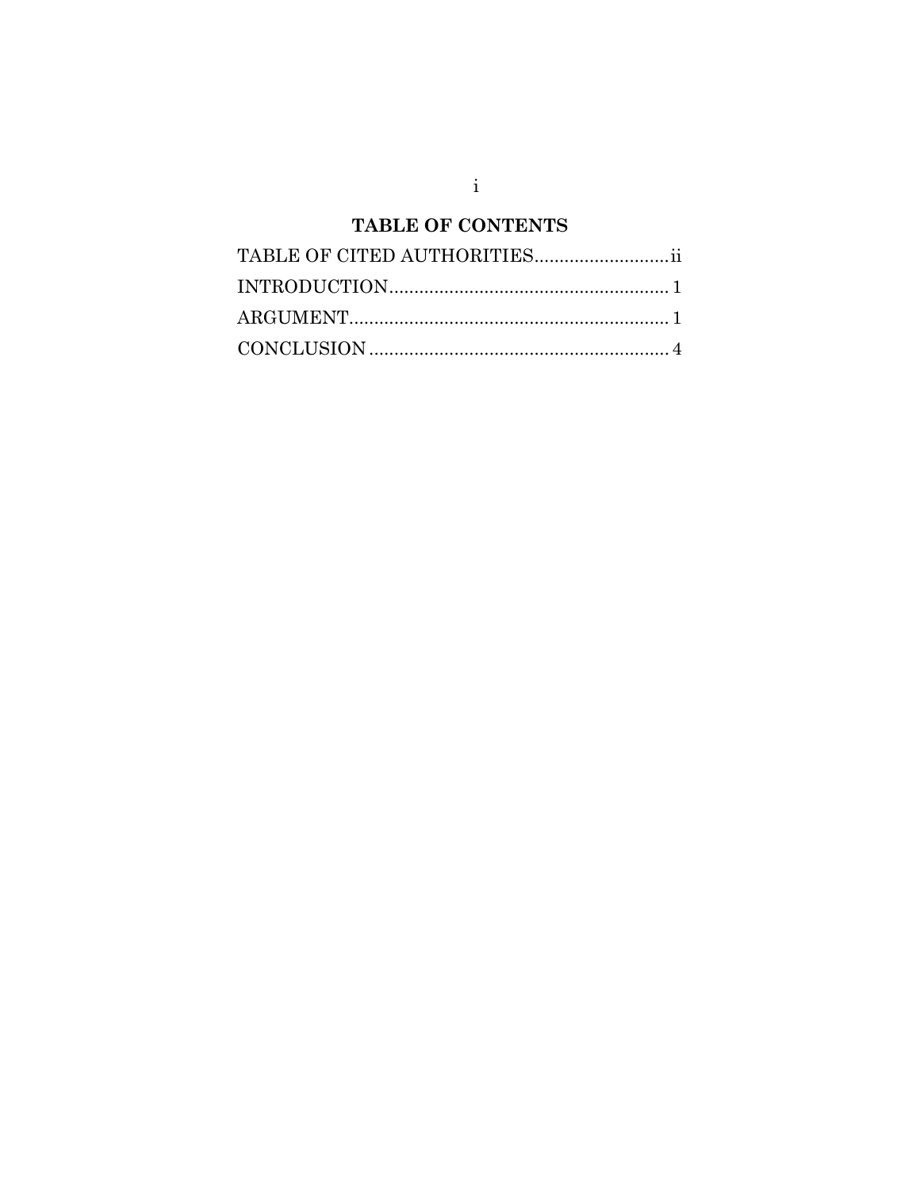# TABLE OF CONTENTS

TABLE OF CITED AUTHORITIES...........................ii

INTRODUCTION........................................................ 1

ARGUMENT................................................................ 1

CONCLUSION ............................................................ 4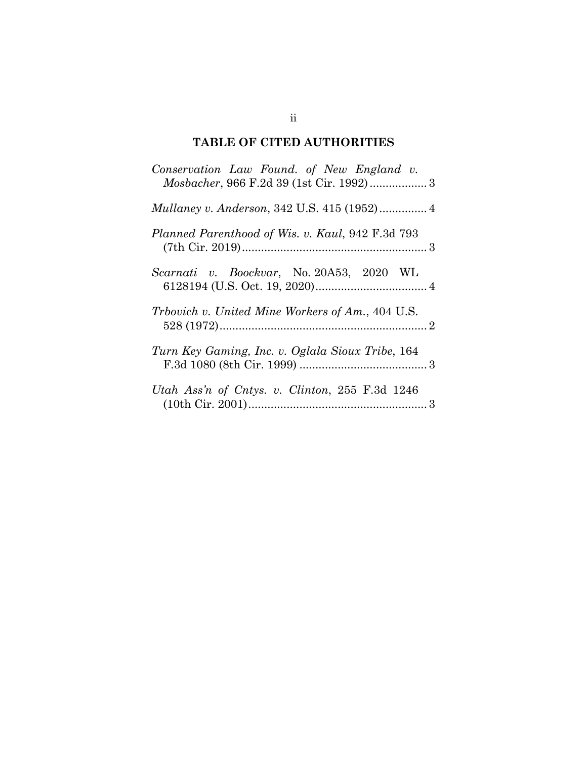# TABLE OF CITED AUTHORITIES

*Conservation Law Found. of New England v. Mosbacher*, 966 F.2d 39 (1st Cir. 1992) .................. 3

*Mullaney v. Anderson*, 342 U.S. 415 (1952) ............... 4

*Planned Parenthood of Wis. v. Kaul*, 942 F.3d 793 (7th Cir. 2019) .......................................................... 3

*Scarnati v. Boockvar*, No. 20A53, 2020 WL 6128194 (U.S. Oct. 19, 2020) ................................... 4

*Trbovich v. United Mine Workers of Am.*, 404 U.S. 528 (1972) ................................................................. 2

*Turn Key Gaming, Inc. v. Oglala Sioux Tribe*, 164 F.3d 1080 (8th Cir. 1999) ........................................ 3

*Utah Ass'n of Cntys. v. Clinton*, 255 F.3d 1246 (10th Cir. 2001) ........................................................ 3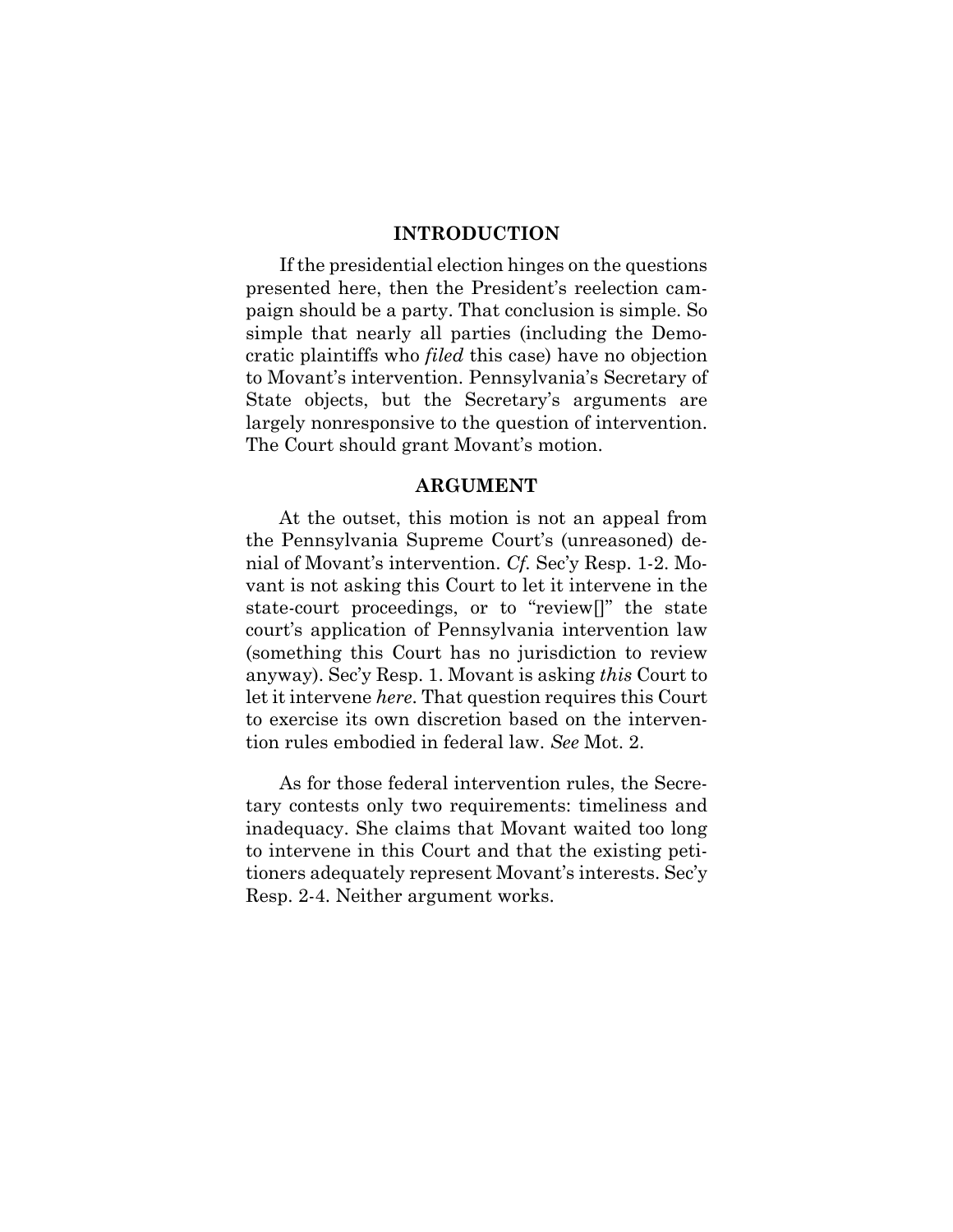## INTRODUCTION

If the presidential election hinges on the questions presented here, then the President's reelection campaign should be a party. That conclusion is simple. So simple that nearly all parties (including the Democratic plaintiffs who *filed* this case) have no objection to Movant's intervention. Pennsylvania's Secretary of State objects, but the Secretary's arguments are largely nonresponsive to the question of intervention. The Court should grant Movant's motion.

## ARGUMENT

At the outset, this motion is not an appeal from the Pennsylvania Supreme Court's (unreasoned) denial of Movant's intervention. *Cf.* Sec'y Resp. 1-2. Movant is not asking this Court to let it intervene in the state-court proceedings, or to "review[]" the state court's application of Pennsylvania intervention law (something this Court has no jurisdiction to review anyway). Sec'y Resp. 1. Movant is asking *this* Court to let it intervene *here*. That question requires this Court to exercise its own discretion based on the intervention rules embodied in federal law. *See* Mot. 2.

As for those federal intervention rules, the Secretary contests only two requirements: timeliness and inadequacy. She claims that Movant waited too long to intervene in this Court and that the existing petitioners adequately represent Movant's interests. Sec'y Resp. 2-4. Neither argument works.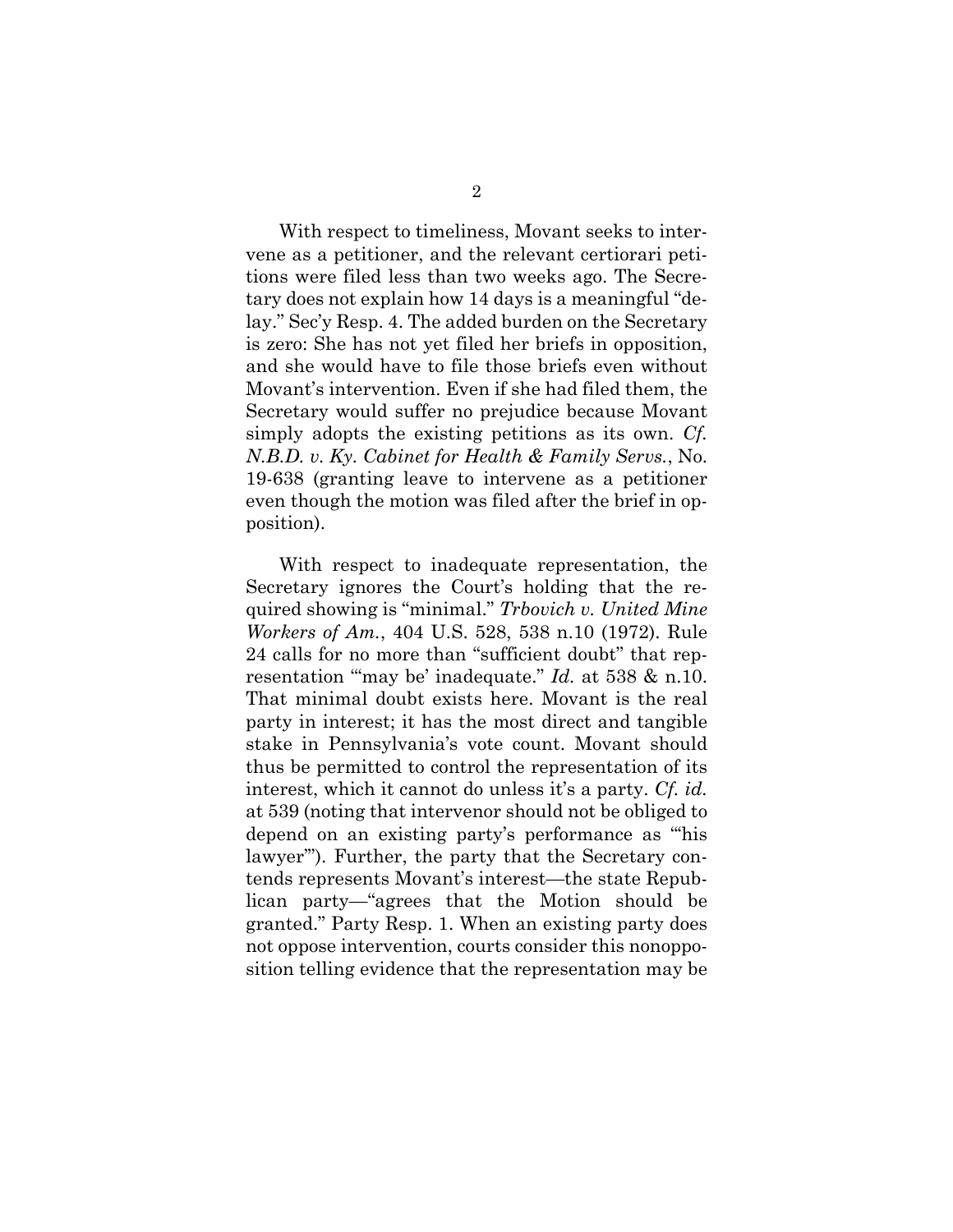With respect to timeliness, Movant seeks to intervene as a petitioner, and the relevant certiorari petitions were filed less than two weeks ago. The Secretary does not explain how 14 days is a meaningful "delay." Sec'y Resp. 4. The added burden on the Secretary is zero: She has not yet filed her briefs in opposition, and she would have to file those briefs even without Movant's intervention. Even if she had filed them, the Secretary would suffer no prejudice because Movant simply adopts the existing petitions as its own. *Cf. N.B.D. v. Ky. Cabinet for Health & Family Servs.*, No. 19-638 (granting leave to intervene as a petitioner even though the motion was filed after the brief in opposition).

With respect to inadequate representation, the Secretary ignores the Court's holding that the required showing is "minimal." *Trbovich v. United Mine Workers of Am.*, 404 U.S. 528, 538 n.10 (1972). Rule 24 calls for no more than "sufficient doubt" that representation "'may be' inadequate." *Id.* at 538 & n.10. That minimal doubt exists here. Movant is the real party in interest; it has the most direct and tangible stake in Pennsylvania's vote count. Movant should thus be permitted to control the representation of its interest, which it cannot do unless it's a party. *Cf. id.* at 539 (noting that intervenor should not be obliged to depend on an existing party's performance as "'his lawyer'"). Further, the party that the Secretary contends represents Movant's interest—the state Republican party—"agrees that the Motion should be granted." Party Resp. 1. When an existing party does not oppose intervention, courts consider this nonopposition telling evidence that the representation may be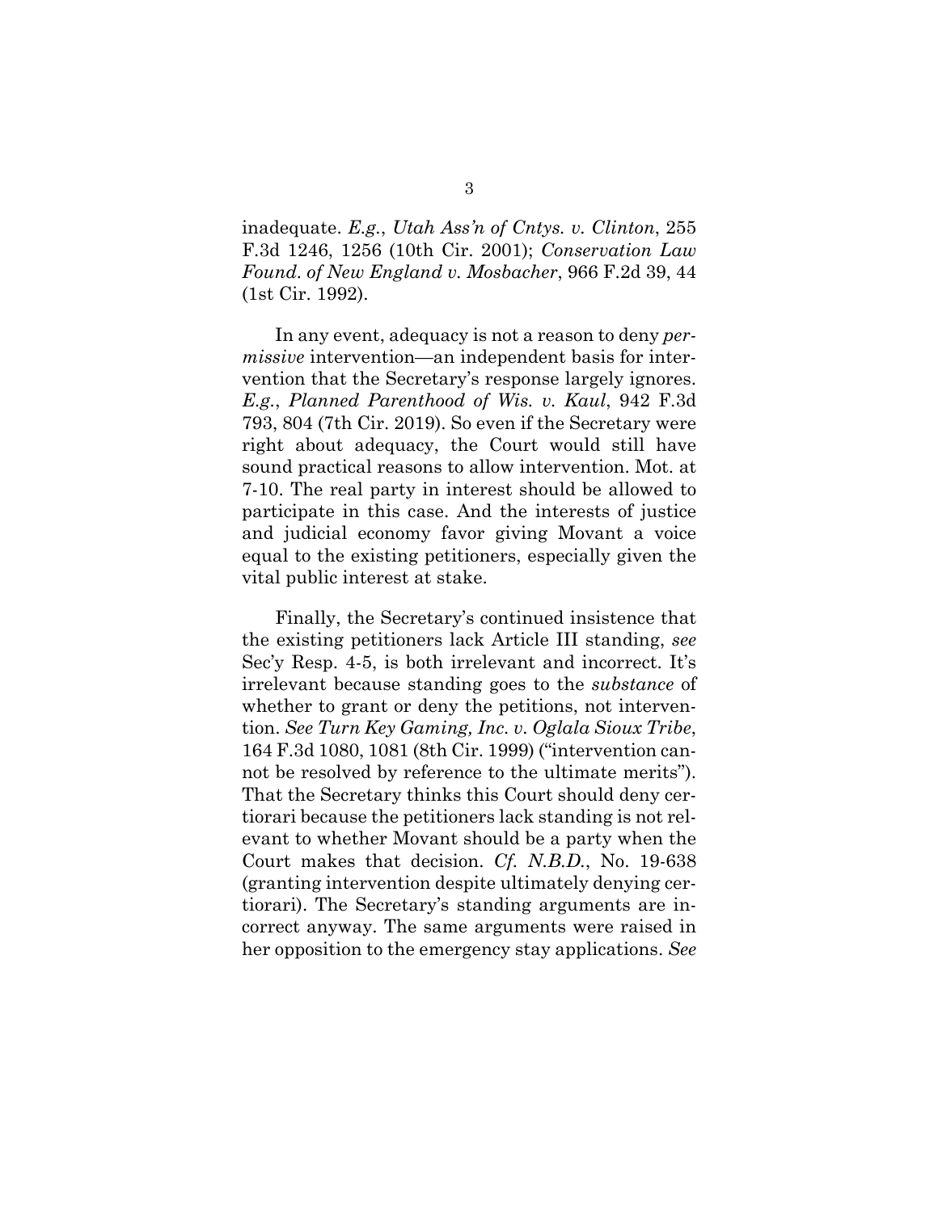inadequate. *E.g.*, *Utah Ass'n of Cntys. v. Clinton*, 255 F.3d 1246, 1256 (10th Cir. 2001); *Conservation Law Found. of New England v. Mosbacher*, 966 F.2d 39, 44 (1st Cir. 1992).

In any event, adequacy is not a reason to deny *permissive* intervention—an independent basis for intervention that the Secretary's response largely ignores. *E.g.*, *Planned Parenthood of Wis. v. Kaul*, 942 F.3d 793, 804 (7th Cir. 2019). So even if the Secretary were right about adequacy, the Court would still have sound practical reasons to allow intervention. Mot. at 7-10. The real party in interest should be allowed to participate in this case. And the interests of justice and judicial economy favor giving Movant a voice equal to the existing petitioners, especially given the vital public interest at stake.

Finally, the Secretary's continued insistence that the existing petitioners lack Article III standing, *see* Sec'y Resp. 4-5, is both irrelevant and incorrect. It's irrelevant because standing goes to the *substance* of whether to grant or deny the petitions, not intervention. *See Turn Key Gaming, Inc. v. Oglala Sioux Tribe*, 164 F.3d 1080, 1081 (8th Cir. 1999) ("intervention cannot be resolved by reference to the ultimate merits"). That the Secretary thinks this Court should deny certiorari because the petitioners lack standing is not relevant to whether Movant should be a party when the Court makes that decision. *Cf. N.B.D.*, No. 19-638 (granting intervention despite ultimately denying certiorari). The Secretary's standing arguments are incorrect anyway. The same arguments were raised in her opposition to the emergency stay applications. *See*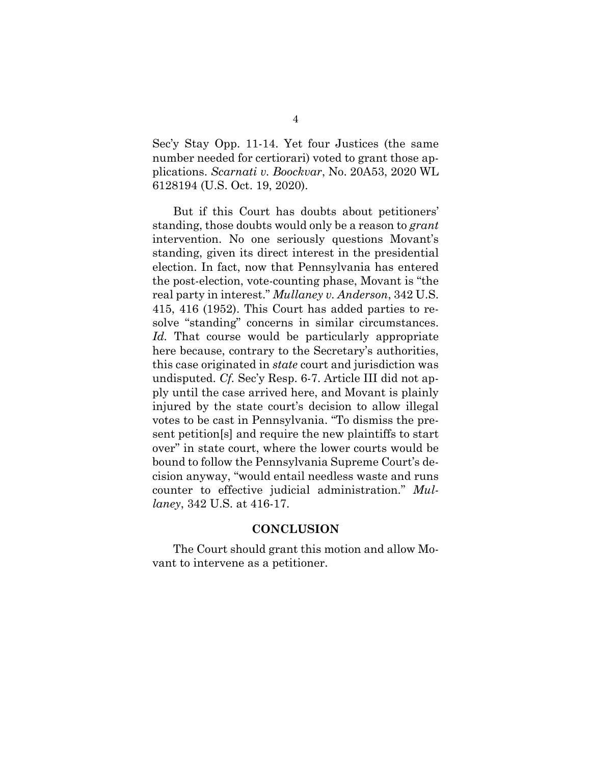Sec'y Stay Opp. 11-14. Yet four Justices (the same number needed for certiorari) voted to grant those applications. *Scarnati v. Boockvar*, No. 20A53, 2020 WL 6128194 (U.S. Oct. 19, 2020).

But if this Court has doubts about petitioners' standing, those doubts would only be a reason to *grant* intervention. No one seriously questions Movant's standing, given its direct interest in the presidential election. In fact, now that Pennsylvania has entered the post-election, vote-counting phase, Movant is "the real party in interest." *Mullaney v. Anderson*, 342 U.S. 415, 416 (1952). This Court has added parties to resolve "standing" concerns in similar circumstances. *Id.* That course would be particularly appropriate here because, contrary to the Secretary's authorities, this case originated in *state* court and jurisdiction was undisputed. *Cf.* Sec'y Resp. 6-7. Article III did not apply until the case arrived here, and Movant is plainly injured by the state court's decision to allow illegal votes to be cast in Pennsylvania. "To dismiss the present petition[s] and require the new plaintiffs to start over" in state court, where the lower courts would be bound to follow the Pennsylvania Supreme Court's decision anyway, "would entail needless waste and runs counter to effective judicial administration." *Mullaney*, 342 U.S. at 416-17.

## CONCLUSION

The Court should grant this motion and allow Movant to intervene as a petitioner.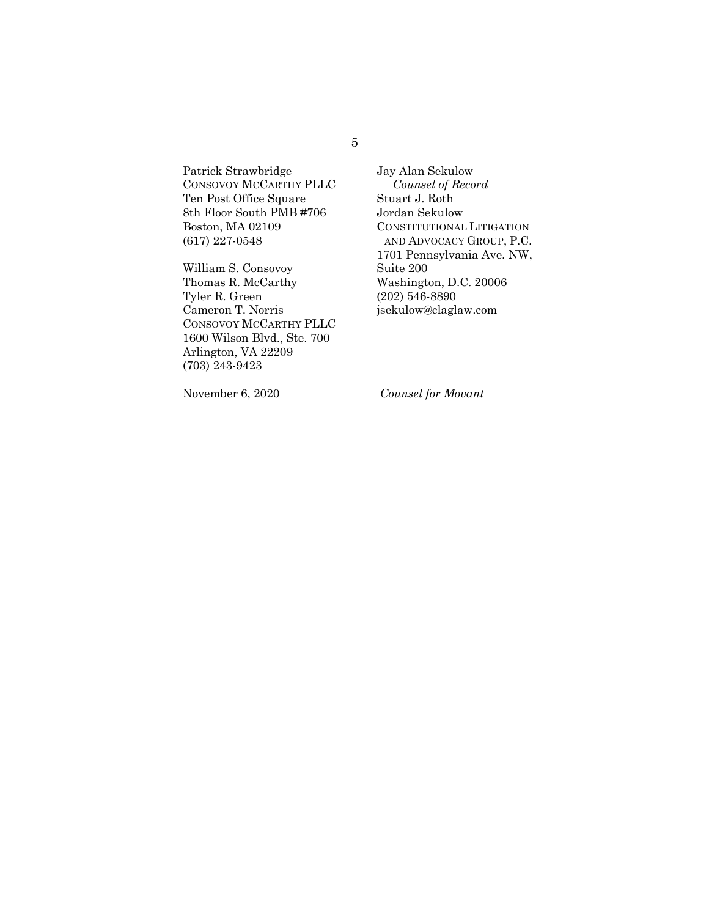Patrick Strawbridge
CONSOVOY MCCARTHY PLLC
Ten Post Office Square
8th Floor South PMB #706
Boston, MA 02109
(617) 227-0548

William S. Consovoy
Thomas R. McCarthy
Tyler R. Green
Cameron T. Norris
CONSOVOY MCCARTHY PLLC
1600 Wilson Blvd., Ste. 700
Arlington, VA 22209
(703) 243-9423

Jay Alan Sekulow
*Counsel of Record*
Stuart J. Roth
Jordan Sekulow
CONSTITUTIONAL LITIGATION AND ADVOCACY GROUP, P.C.
1701 Pennsylvania Ave. NW,
Suite 200
Washington, D.C. 20006
(202) 546-8890
jsekulow@claglaw.com

November 6, 2020

*Counsel for Movant*